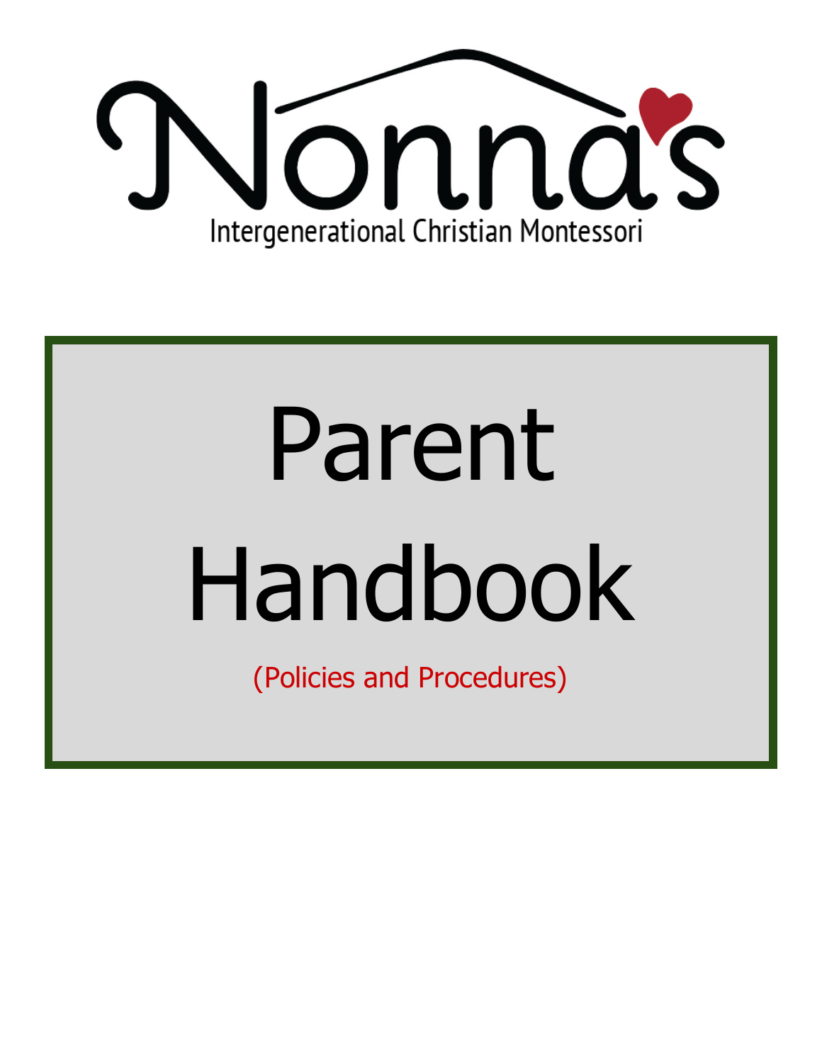# Nonna's

Intergenerational Christian Montessori

# Parent Handbook

(Policies and Procedures)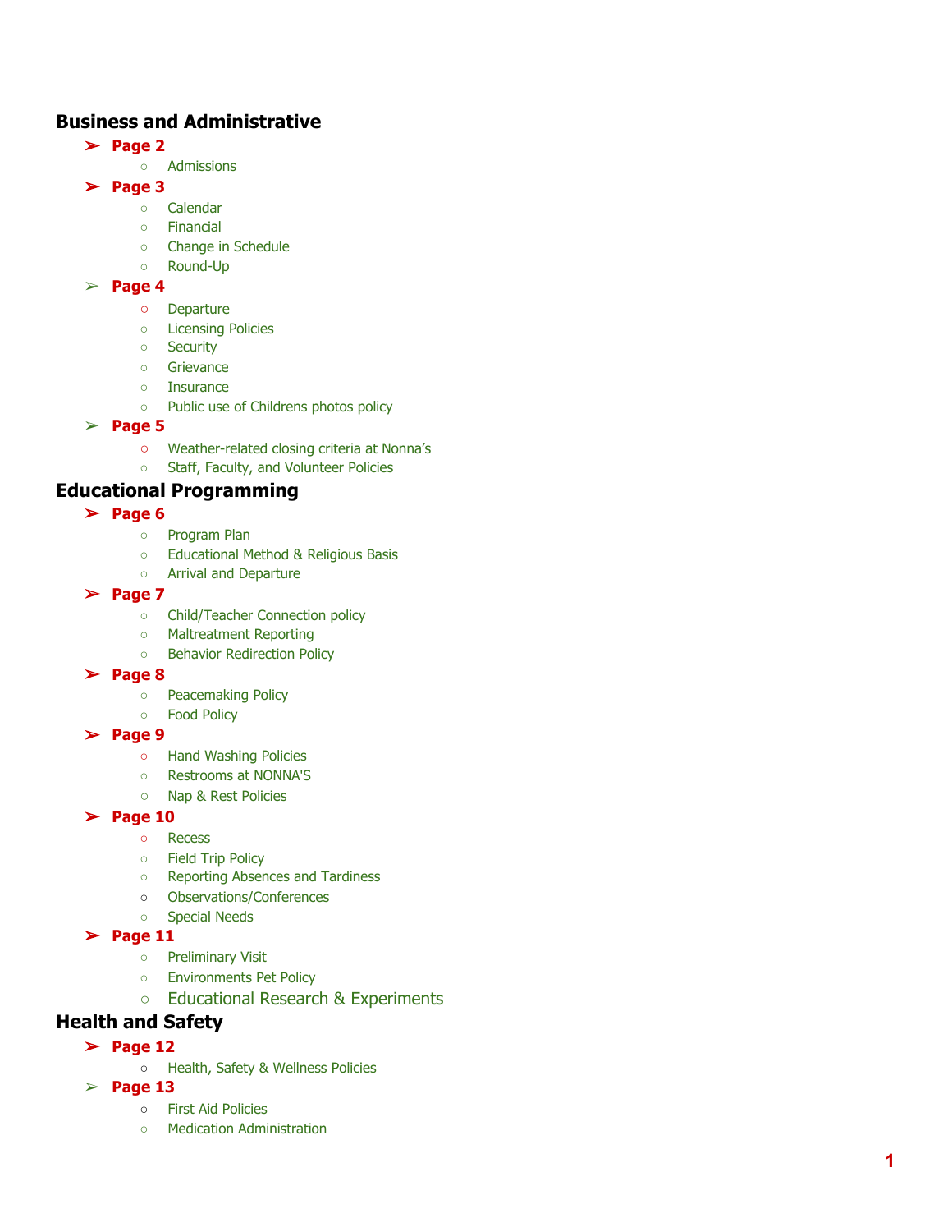## Business and Administrative

- **Page 2**
  - Admissions
- **Page 3**
  - Calendar
  - Financial
  - Change in Schedule
  - Round-Up
- **Page 4**
  - Departure
  - Licensing Policies
  - Security
  - Grievance
  - Insurance
  - Public use of Childrens photos policy
- **Page 5**
  - Weather-related closing criteria at Nonna's
  - Staff, Faculty, and Volunteer Policies

## Educational Programming

- **Page 6**
  - Program Plan
  - Educational Method & Religious Basis
  - Arrival and Departure
- **Page 7**
  - Child/Teacher Connection policy
  - Maltreatment Reporting
  - Behavior Redirection Policy
- **Page 8**
  - Peacemaking Policy
  - Food Policy
- **Page 9**
  - Hand Washing Policies
  - Restrooms at NONNA'S
  - Nap & Rest Policies
- **Page 10**
  - Recess
  - Field Trip Policy
  - Reporting Absences and Tardiness
  - Observations/Conferences
  - Special Needs
- **Page 11**
  - Preliminary Visit
  - Environments Pet Policy
  - Educational Research & Experiments

## Health and Safety

- **Page 12**
  - Health, Safety & Wellness Policies
- **Page 13**
  - First Aid Policies
  - Medication Administration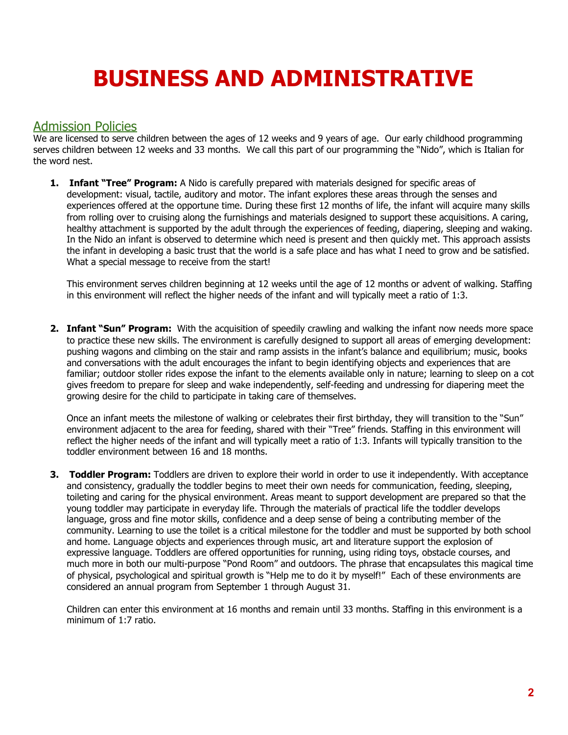# BUSINESS AND ADMINISTRATIVE

## Admission Policies

We are licensed to serve children between the ages of 12 weeks and 9 years of age. Our early childhood programming serves children between 12 weeks and 33 months. We call this part of our programming the "Nido", which is Italian for the word nest.

1. **Infant "Tree" Program:** A Nido is carefully prepared with materials designed for specific areas of development: visual, tactile, auditory and motor. The infant explores these areas through the senses and experiences offered at the opportune time. During these first 12 months of life, the infant will acquire many skills from rolling over to cruising along the furnishings and materials designed to support these acquisitions. A caring, healthy attachment is supported by the adult through the experiences of feeding, diapering, sleeping and waking. In the Nido an infant is observed to determine which need is present and then quickly met. This approach assists the infant in developing a basic trust that the world is a safe place and has what I need to grow and be satisfied. What a special message to receive from the start!

   This environment serves children beginning at 12 weeks until the age of 12 months or advent of walking. Staffing in this environment will reflect the higher needs of the infant and will typically meet a ratio of 1:3.

2. **Infant "Sun" Program:** With the acquisition of speedily crawling and walking the infant now needs more space to practice these new skills. The environment is carefully designed to support all areas of emerging development: pushing wagons and climbing on the stair and ramp assists in the infant's balance and equilibrium; music, books and conversations with the adult encourages the infant to begin identifying objects and experiences that are familiar; outdoor stoller rides expose the infant to the elements available only in nature; learning to sleep on a cot gives freedom to prepare for sleep and wake independently, self-feeding and undressing for diapering meet the growing desire for the child to participate in taking care of themselves.

   Once an infant meets the milestone of walking or celebrates their first birthday, they will transition to the "Sun" environment adjacent to the area for feeding, shared with their "Tree" friends. Staffing in this environment will reflect the higher needs of the infant and will typically meet a ratio of 1:3. Infants will typically transition to the toddler environment between 16 and 18 months.

3. **Toddler Program:** Toddlers are driven to explore their world in order to use it independently. With acceptance and consistency, gradually the toddler begins to meet their own needs for communication, feeding, sleeping, toileting and caring for the physical environment. Areas meant to support development are prepared so that the young toddler may participate in everyday life. Through the materials of practical life the toddler develops language, gross and fine motor skills, confidence and a deep sense of being a contributing member of the community. Learning to use the toilet is a critical milestone for the toddler and must be supported by both school and home. Language objects and experiences through music, art and literature support the explosion of expressive language. Toddlers are offered opportunities for running, using riding toys, obstacle courses, and much more in both our multi-purpose "Pond Room" and outdoors. The phrase that encapsulates this magical time of physical, psychological and spiritual growth is "Help me to do it by myself!" Each of these environments are considered an annual program from September 1 through August 31.

   Children can enter this environment at 16 months and remain until 33 months. Staffing in this environment is a minimum of 1:7 ratio.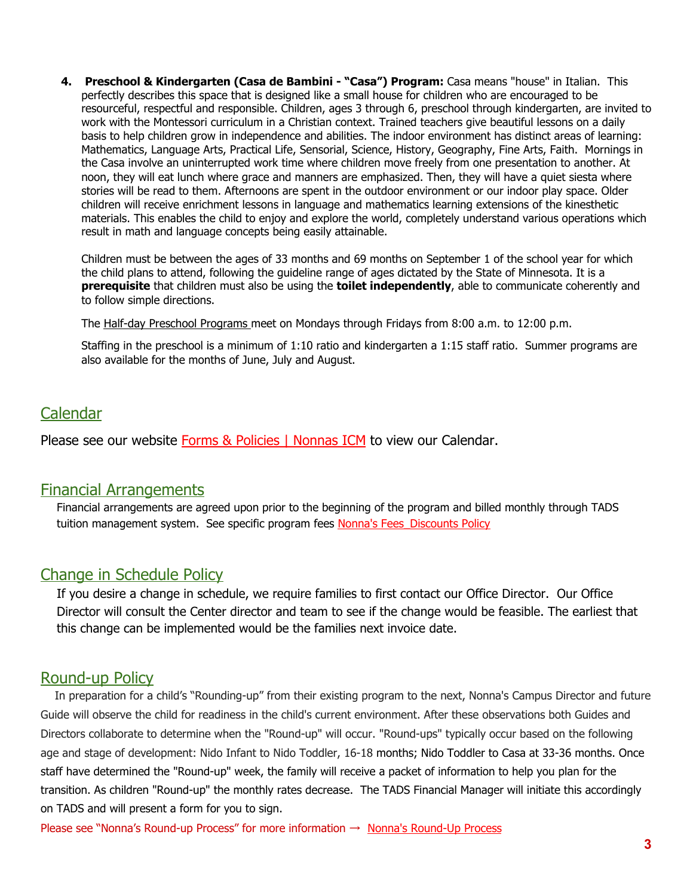4. **Preschool & Kindergarten (Casa de Bambini - "Casa") Program:** Casa means "house" in Italian. This perfectly describes this space that is designed like a small house for children who are encouraged to be resourceful, respectful and responsible. Children, ages 3 through 6, preschool through kindergarten, are invited to work with the Montessori curriculum in a Christian context. Trained teachers give beautiful lessons on a daily basis to help children grow in independence and abilities. The indoor environment has distinct areas of learning: Mathematics, Language Arts, Practical Life, Sensorial, Science, History, Geography, Fine Arts, Faith. Mornings in the Casa involve an uninterrupted work time where children move freely from one presentation to another. At noon, they will eat lunch where grace and manners are emphasized. Then, they will have a quiet siesta where stories will be read to them. Afternoons are spent in the outdoor environment or our indoor play space. Older children will receive enrichment lessons in language and mathematics learning extensions of the kinesthetic materials. This enables the child to enjoy and explore the world, completely understand various operations which result in math and language concepts being easily attainable.

   Children must be between the ages of 33 months and 69 months on September 1 of the school year for which the child plans to attend, following the guideline range of ages dictated by the State of Minnesota. It is a **prerequisite** that children must also be using the **toilet independently**, able to communicate coherently and to follow simple directions.

   The Half-day Preschool Programs meet on Mondays through Fridays from 8:00 a.m. to 12:00 p.m.

   Staffing in the preschool is a minimum of 1:10 ratio and kindergarten a 1:15 staff ratio. Summer programs are also available for the months of June, July and August.

## Calendar

Please see our website Forms & Policies | Nonnas ICM to view our Calendar.

## Financial Arrangements

Financial arrangements are agreed upon prior to the beginning of the program and billed monthly through TADS tuition management system. See specific program fees Nonna's Fees_Discounts Policy

## Change in Schedule Policy

If you desire a change in schedule, we require families to first contact our Office Director. Our Office Director will consult the Center director and team to see if the change would be feasible. The earliest that this change can be implemented would be the families next invoice date.

## Round-up Policy

In preparation for a child's "Rounding-up" from their existing program to the next, Nonna's Campus Director and future Guide will observe the child for readiness in the child's current environment. After these observations both Guides and Directors collaborate to determine when the "Round-up" will occur. "Round-ups" typically occur based on the following age and stage of development: Nido Infant to Nido Toddler, 16-18 months; Nido Toddler to Casa at 33-36 months. Once staff have determined the "Round-up" week, the family will receive a packet of information to help you plan for the transition. As children "Round-up" the monthly rates decrease. The TADS Financial Manager will initiate this accordingly on TADS and will present a form for you to sign.

Please see "Nonna's Round-up Process" for more information → Nonna's Round-Up Process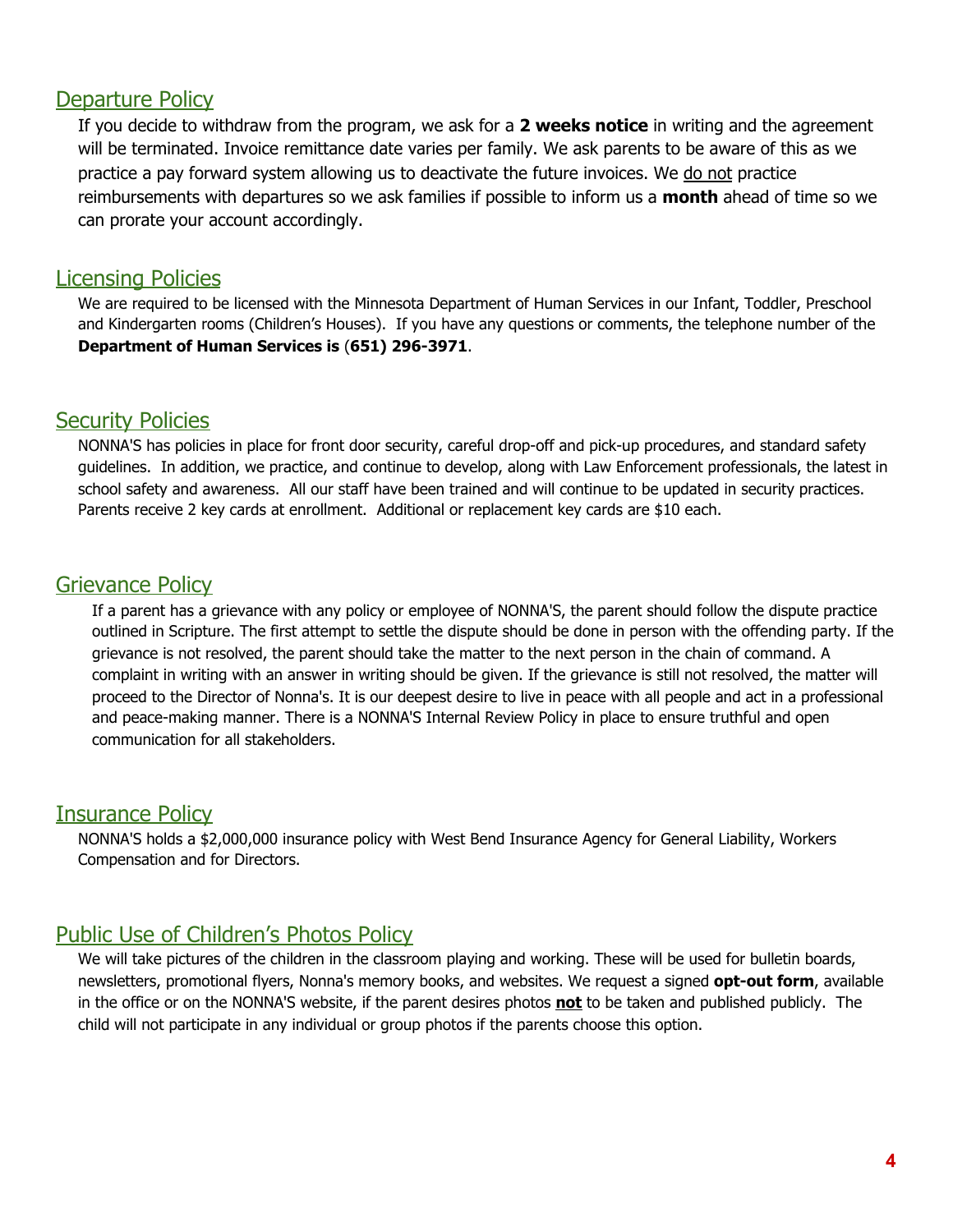## Departure Policy

If you decide to withdraw from the program, we ask for a **2 weeks notice** in writing and the agreement will be terminated. Invoice remittance date varies per family. We ask parents to be aware of this as we practice a pay forward system allowing us to deactivate the future invoices. We do not practice reimbursements with departures so we ask families if possible to inform us a **month** ahead of time so we can prorate your account accordingly.

## Licensing Policies

We are required to be licensed with the Minnesota Department of Human Services in our Infant, Toddler, Preschool and Kindergarten rooms (Children's Houses). If you have any questions or comments, the telephone number of the **Department of Human Services is (651) 296-3971**.

## Security Policies

NONNA'S has policies in place for front door security, careful drop-off and pick-up procedures, and standard safety guidelines. In addition, we practice, and continue to develop, along with Law Enforcement professionals, the latest in school safety and awareness. All our staff have been trained and will continue to be updated in security practices. Parents receive 2 key cards at enrollment. Additional or replacement key cards are $10 each.

## Grievance Policy

If a parent has a grievance with any policy or employee of NONNA'S, the parent should follow the dispute practice outlined in Scripture. The first attempt to settle the dispute should be done in person with the offending party. If the grievance is not resolved, the parent should take the matter to the next person in the chain of command. A complaint in writing with an answer in writing should be given. If the grievance is still not resolved, the matter will proceed to the Director of Nonna's. It is our deepest desire to live in peace with all people and act in a professional and peace-making manner. There is a NONNA'S Internal Review Policy in place to ensure truthful and open communication for all stakeholders.

## Insurance Policy

NONNA'S holds a $2,000,000 insurance policy with West Bend Insurance Agency for General Liability, Workers Compensation and for Directors.

## Public Use of Children's Photos Policy

We will take pictures of the children in the classroom playing and working. These will be used for bulletin boards, newsletters, promotional flyers, Nonna's memory books, and websites. We request a signed **opt-out form**, available in the office or on the NONNA'S website, if the parent desires photos **not** to be taken and published publicly. The child will not participate in any individual or group photos if the parents choose this option.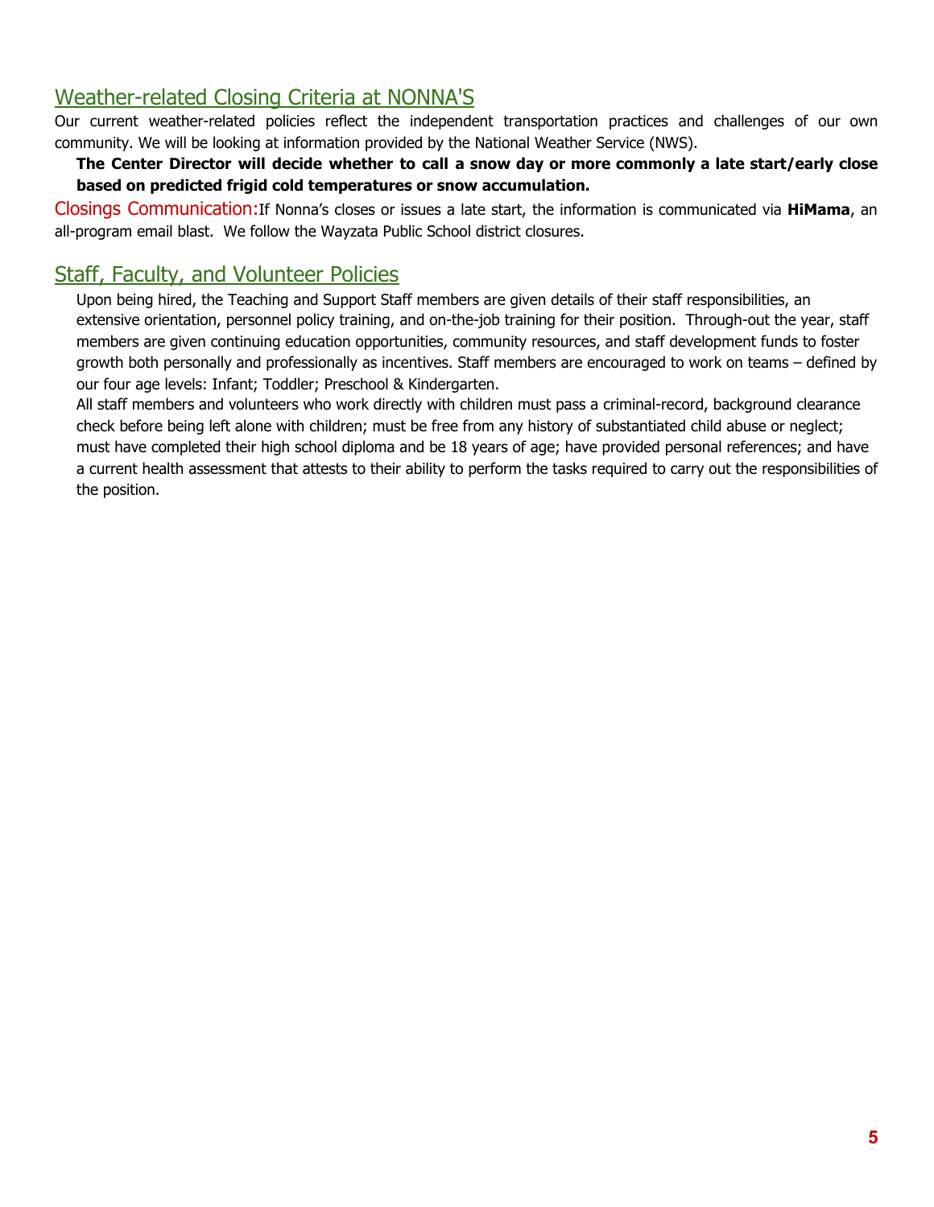## Weather-related Closing Criteria at NONNA'S

Our current weather-related policies reflect the independent transportation practices and challenges of our own community. We will be looking at information provided by the National Weather Service (NWS).

**The Center Director will decide whether to call a snow day or more commonly a late start/early close based on predicted frigid cold temperatures or snow accumulation.**

Closings Communication: If Nonna's closes or issues a late start, the information is communicated via **HiMama**, an all-program email blast. We follow the Wayzata Public School district closures.

## Staff, Faculty, and Volunteer Policies

Upon being hired, the Teaching and Support Staff members are given details of their staff responsibilities, an extensive orientation, personnel policy training, and on-the-job training for their position. Through-out the year, staff members are given continuing education opportunities, community resources, and staff development funds to foster growth both personally and professionally as incentives. Staff members are encouraged to work on teams – defined by our four age levels: Infant; Toddler; Preschool & Kindergarten.

All staff members and volunteers who work directly with children must pass a criminal-record, background clearance check before being left alone with children; must be free from any history of substantiated child abuse or neglect; must have completed their high school diploma and be 18 years of age; have provided personal references; and have a current health assessment that attests to their ability to perform the tasks required to carry out the responsibilities of the position.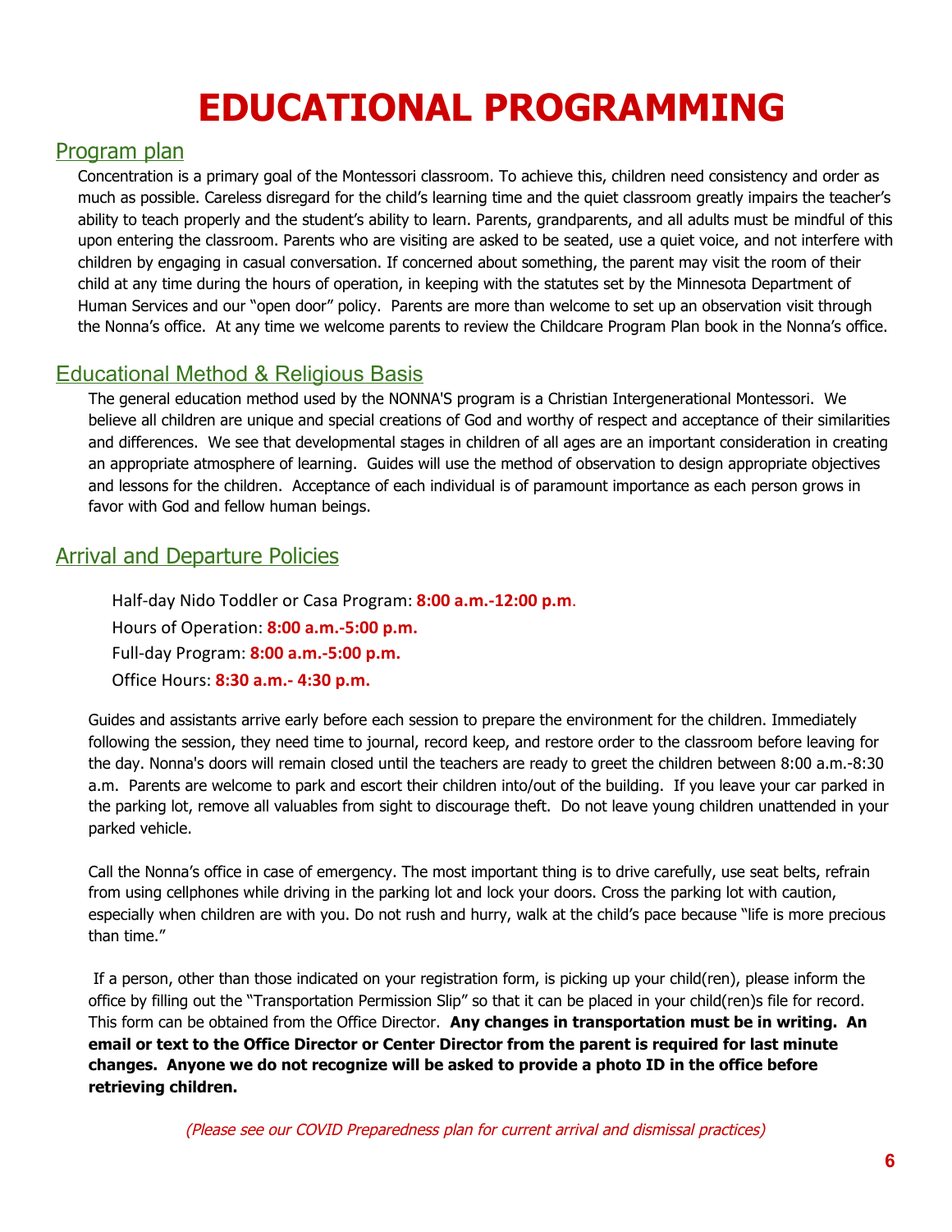# EDUCATIONAL PROGRAMMING

## Program plan

Concentration is a primary goal of the Montessori classroom. To achieve this, children need consistency and order as much as possible. Careless disregard for the child's learning time and the quiet classroom greatly impairs the teacher's ability to teach properly and the student's ability to learn. Parents, grandparents, and all adults must be mindful of this upon entering the classroom. Parents who are visiting are asked to be seated, use a quiet voice, and not interfere with children by engaging in casual conversation. If concerned about something, the parent may visit the room of their child at any time during the hours of operation, in keeping with the statutes set by the Minnesota Department of Human Services and our "open door" policy. Parents are more than welcome to set up an observation visit through the Nonna's office. At any time we welcome parents to review the Childcare Program Plan book in the Nonna's office.

## Educational Method & Religious Basis

The general education method used by the NONNA'S program is a Christian Intergenerational Montessori. We believe all children are unique and special creations of God and worthy of respect and acceptance of their similarities and differences. We see that developmental stages in children of all ages are an important consideration in creating an appropriate atmosphere of learning. Guides will use the method of observation to design appropriate objectives and lessons for the children. Acceptance of each individual is of paramount importance as each person grows in favor with God and fellow human beings.

## Arrival and Departure Policies

Half-day Nido Toddler or Casa Program: **8:00 a.m.-12:00 p.m**.
Hours of Operation: **8:00 a.m.-5:00 p.m.**
Full-day Program: **8:00 a.m.-5:00 p.m.**
Office Hours: **8:30 a.m.- 4:30 p.m.**

Guides and assistants arrive early before each session to prepare the environment for the children. Immediately following the session, they need time to journal, record keep, and restore order to the classroom before leaving for the day. Nonna's doors will remain closed until the teachers are ready to greet the children between 8:00 a.m.-8:30 a.m. Parents are welcome to park and escort their children into/out of the building. If you leave your car parked in the parking lot, remove all valuables from sight to discourage theft. Do not leave young children unattended in your parked vehicle.

Call the Nonna's office in case of emergency. The most important thing is to drive carefully, use seat belts, refrain from using cellphones while driving in the parking lot and lock your doors. Cross the parking lot with caution, especially when children are with you. Do not rush and hurry, walk at the child's pace because "life is more precious than time."

If a person, other than those indicated on your registration form, is picking up your child(ren), please inform the office by filling out the "Transportation Permission Slip" so that it can be placed in your child(ren)s file for record. This form can be obtained from the Office Director. **Any changes in transportation must be in writing. An email or text to the Office Director or Center Director from the parent is required for last minute changes. Anyone we do not recognize will be asked to provide a photo ID in the office before retrieving children.**

*(Please see our COVID Preparedness plan for current arrival and dismissal practices)*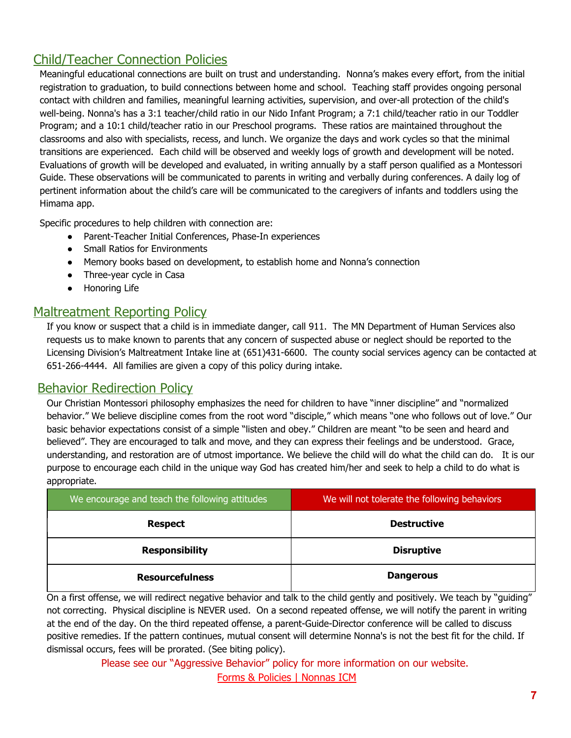## Child/Teacher Connection Policies

Meaningful educational connections are built on trust and understanding. Nonna's makes every effort, from the initial registration to graduation, to build connections between home and school. Teaching staff provides ongoing personal contact with children and families, meaningful learning activities, supervision, and over-all protection of the child's well-being. Nonna's has a 3:1 teacher/child ratio in our Nido Infant Program; a 7:1 child/teacher ratio in our Toddler Program; and a 10:1 child/teacher ratio in our Preschool programs. These ratios are maintained throughout the classrooms and also with specialists, recess, and lunch. We organize the days and work cycles so that the minimal transitions are experienced. Each child will be observed and weekly logs of growth and development will be noted. Evaluations of growth will be developed and evaluated, in writing annually by a staff person qualified as a Montessori Guide. These observations will be communicated to parents in writing and verbally during conferences. A daily log of pertinent information about the child's care will be communicated to the caregivers of infants and toddlers using the Himama app.

Specific procedures to help children with connection are:

- Parent-Teacher Initial Conferences, Phase-In experiences
- Small Ratios for Environments
- Memory books based on development, to establish home and Nonna's connection
- Three-year cycle in Casa
- Honoring Life

## Maltreatment Reporting Policy

If you know or suspect that a child is in immediate danger, call 911. The MN Department of Human Services also requests us to make known to parents that any concern of suspected abuse or neglect should be reported to the Licensing Division's Maltreatment Intake line at (651)431-6600. The county social services agency can be contacted at 651-266-4444. All families are given a copy of this policy during intake.

## Behavior Redirection Policy

Our Christian Montessori philosophy emphasizes the need for children to have "inner discipline" and "normalized behavior." We believe discipline comes from the root word "disciple," which means "one who follows out of love." Our basic behavior expectations consist of a simple "listen and obey." Children are meant "to be seen and heard and believed". They are encouraged to talk and move, and they can express their feelings and be understood. Grace, understanding, and restoration are of utmost importance. We believe the child will do what the child can do. It is our purpose to encourage each child in the unique way God has created him/her and seek to help a child to do what is appropriate.

| We encourage and teach the following attitudes | We will not tolerate the following behaviors |
|---|---|
| **Respect** | **Destructive** |
| **Responsibility** | **Disruptive** |
| **Resourcefulness** | **Dangerous** |

On a first offense, we will redirect negative behavior and talk to the child gently and positively. We teach by "guiding" not correcting. Physical discipline is NEVER used. On a second repeated offense, we will notify the parent in writing at the end of the day. On the third repeated offense, a parent-Guide-Director conference will be called to discuss positive remedies. If the pattern continues, mutual consent will determine Nonna's is not the best fit for the child. If dismissal occurs, fees will be prorated. (See biting policy).

Please see our "Aggressive Behavior" policy for more information on our website.

Forms & Policies | Nonnas ICM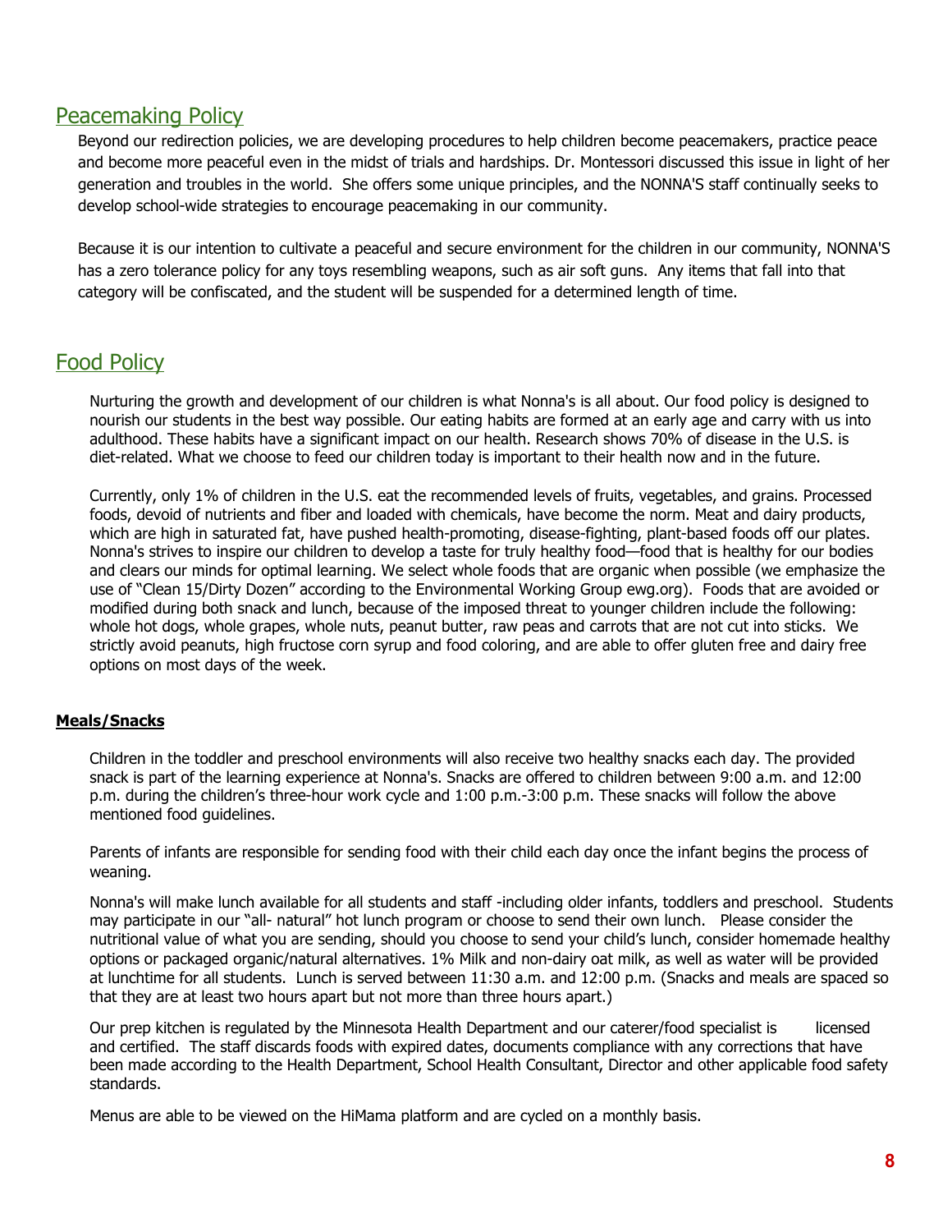## Peacemaking Policy

Beyond our redirection policies, we are developing procedures to help children become peacemakers, practice peace and become more peaceful even in the midst of trials and hardships. Dr. Montessori discussed this issue in light of her generation and troubles in the world. She offers some unique principles, and the NONNA'S staff continually seeks to develop school-wide strategies to encourage peacemaking in our community.

Because it is our intention to cultivate a peaceful and secure environment for the children in our community, NONNA'S has a zero tolerance policy for any toys resembling weapons, such as air soft guns. Any items that fall into that category will be confiscated, and the student will be suspended for a determined length of time.

## Food Policy

Nurturing the growth and development of our children is what Nonna's is all about. Our food policy is designed to nourish our students in the best way possible. Our eating habits are formed at an early age and carry with us into adulthood. These habits have a significant impact on our health. Research shows 70% of disease in the U.S. is diet-related. What we choose to feed our children today is important to their health now and in the future.

Currently, only 1% of children in the U.S. eat the recommended levels of fruits, vegetables, and grains. Processed foods, devoid of nutrients and fiber and loaded with chemicals, have become the norm. Meat and dairy products, which are high in saturated fat, have pushed health-promoting, disease-fighting, plant-based foods off our plates. Nonna's strives to inspire our children to develop a taste for truly healthy food—food that is healthy for our bodies and clears our minds for optimal learning. We select whole foods that are organic when possible (we emphasize the use of "Clean 15/Dirty Dozen" according to the Environmental Working Group ewg.org). Foods that are avoided or modified during both snack and lunch, because of the imposed threat to younger children include the following: whole hot dogs, whole grapes, whole nuts, peanut butter, raw peas and carrots that are not cut into sticks. We strictly avoid peanuts, high fructose corn syrup and food coloring, and are able to offer gluten free and dairy free options on most days of the week.

### Meals/Snacks

Children in the toddler and preschool environments will also receive two healthy snacks each day. The provided snack is part of the learning experience at Nonna's. Snacks are offered to children between 9:00 a.m. and 12:00 p.m. during the children's three-hour work cycle and 1:00 p.m.-3:00 p.m. These snacks will follow the above mentioned food guidelines.

Parents of infants are responsible for sending food with their child each day once the infant begins the process of weaning.

Nonna's will make lunch available for all students and staff -including older infants, toddlers and preschool. Students may participate in our "all- natural" hot lunch program or choose to send their own lunch. Please consider the nutritional value of what you are sending, should you choose to send your child's lunch, consider homemade healthy options or packaged organic/natural alternatives. 1% Milk and non-dairy oat milk, as well as water will be provided at lunchtime for all students. Lunch is served between 11:30 a.m. and 12:00 p.m. (Snacks and meals are spaced so that they are at least two hours apart but not more than three hours apart.)

Our prep kitchen is regulated by the Minnesota Health Department and our caterer/food specialist is licensed and certified. The staff discards foods with expired dates, documents compliance with any corrections that have been made according to the Health Department, School Health Consultant, Director and other applicable food safety standards.

Menus are able to be viewed on the HiMama platform and are cycled on a monthly basis.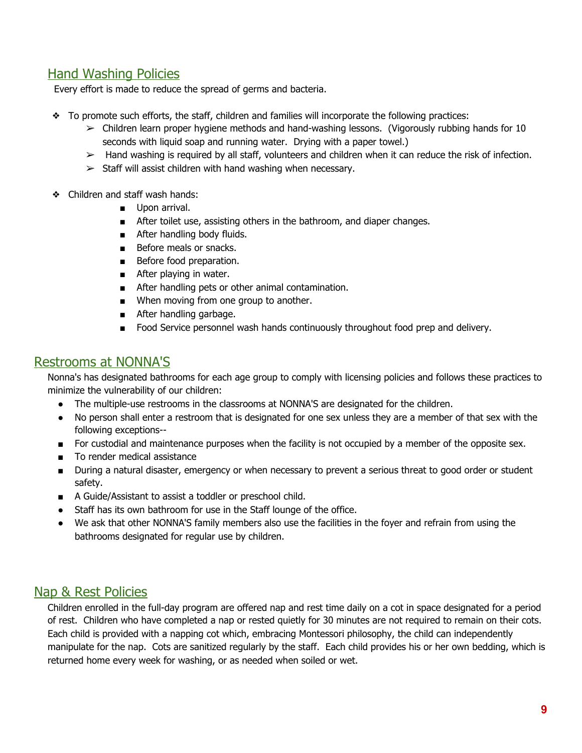## Hand Washing Policies

Every effort is made to reduce the spread of germs and bacteria.

- To promote such efforts, the staff, children and families will incorporate the following practices:
  - Children learn proper hygiene methods and hand-washing lessons. (Vigorously rubbing hands for 10 seconds with liquid soap and running water. Drying with a paper towel.)
  - Hand washing is required by all staff, volunteers and children when it can reduce the risk of infection.
  - Staff will assist children with hand washing when necessary.

- Children and staff wash hands:
  - Upon arrival.
  - After toilet use, assisting others in the bathroom, and diaper changes.
  - After handling body fluids.
  - Before meals or snacks.
  - Before food preparation.
  - After playing in water.
  - After handling pets or other animal contamination.
  - When moving from one group to another.
  - After handling garbage.
  - Food Service personnel wash hands continuously throughout food prep and delivery.

## Restrooms at NONNA'S

Nonna's has designated bathrooms for each age group to comply with licensing policies and follows these practices to minimize the vulnerability of our children:

- The multiple-use restrooms in the classrooms at NONNA'S are designated for the children.
- No person shall enter a restroom that is designated for one sex unless they are a member of that sex with the following exceptions--
  - For custodial and maintenance purposes when the facility is not occupied by a member of the opposite sex.
  - To render medical assistance
  - During a natural disaster, emergency or when necessary to prevent a serious threat to good order or student safety.
  - A Guide/Assistant to assist a toddler or preschool child.
- Staff has its own bathroom for use in the Staff lounge of the office.
- We ask that other NONNA'S family members also use the facilities in the foyer and refrain from using the bathrooms designated for regular use by children.

## Nap & Rest Policies

Children enrolled in the full-day program are offered nap and rest time daily on a cot in space designated for a period of rest. Children who have completed a nap or rested quietly for 30 minutes are not required to remain on their cots. Each child is provided with a napping cot which, embracing Montessori philosophy, the child can independently manipulate for the nap. Cots are sanitized regularly by the staff. Each child provides his or her own bedding, which is returned home every week for washing, or as needed when soiled or wet.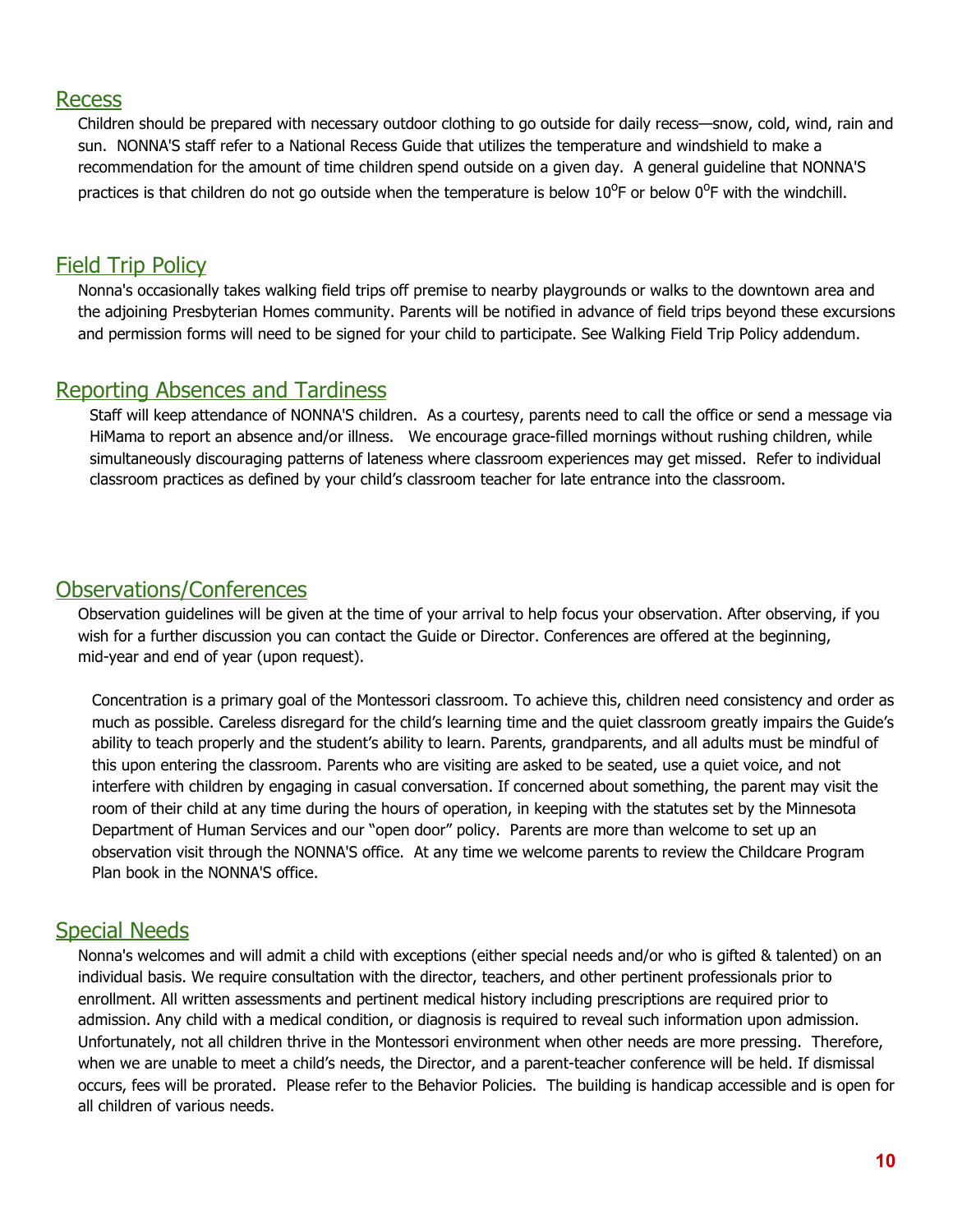## Recess

Children should be prepared with necessary outdoor clothing to go outside for daily recess—snow, cold, wind, rain and sun. NONNA'S staff refer to a National Recess Guide that utilizes the temperature and windshield to make a recommendation for the amount of time children spend outside on a given day. A general guideline that NONNA'S practices is that children do not go outside when the temperature is below $10^{o}$F or below $0^{o}$F with the windchill.

## Field Trip Policy

Nonna's occasionally takes walking field trips off premise to nearby playgrounds or walks to the downtown area and the adjoining Presbyterian Homes community. Parents will be notified in advance of field trips beyond these excursions and permission forms will need to be signed for your child to participate. See Walking Field Trip Policy addendum.

## Reporting Absences and Tardiness

Staff will keep attendance of NONNA'S children. As a courtesy, parents need to call the office or send a message via HiMama to report an absence and/or illness. We encourage grace-filled mornings without rushing children, while simultaneously discouraging patterns of lateness where classroom experiences may get missed. Refer to individual classroom practices as defined by your child's classroom teacher for late entrance into the classroom.

## Observations/Conferences

Observation guidelines will be given at the time of your arrival to help focus your observation. After observing, if you wish for a further discussion you can contact the Guide or Director. Conferences are offered at the beginning, mid-year and end of year (upon request).

Concentration is a primary goal of the Montessori classroom. To achieve this, children need consistency and order as much as possible. Careless disregard for the child's learning time and the quiet classroom greatly impairs the Guide's ability to teach properly and the student's ability to learn. Parents, grandparents, and all adults must be mindful of this upon entering the classroom. Parents who are visiting are asked to be seated, use a quiet voice, and not interfere with children by engaging in casual conversation. If concerned about something, the parent may visit the room of their child at any time during the hours of operation, in keeping with the statutes set by the Minnesota Department of Human Services and our "open door" policy. Parents are more than welcome to set up an observation visit through the NONNA'S office. At any time we welcome parents to review the Childcare Program Plan book in the NONNA'S office.

## Special Needs

Nonna's welcomes and will admit a child with exceptions (either special needs and/or who is gifted & talented) on an individual basis. We require consultation with the director, teachers, and other pertinent professionals prior to enrollment. All written assessments and pertinent medical history including prescriptions are required prior to admission. Any child with a medical condition, or diagnosis is required to reveal such information upon admission. Unfortunately, not all children thrive in the Montessori environment when other needs are more pressing. Therefore, when we are unable to meet a child's needs, the Director, and a parent-teacher conference will be held. If dismissal occurs, fees will be prorated. Please refer to the Behavior Policies. The building is handicap accessible and is open for all children of various needs.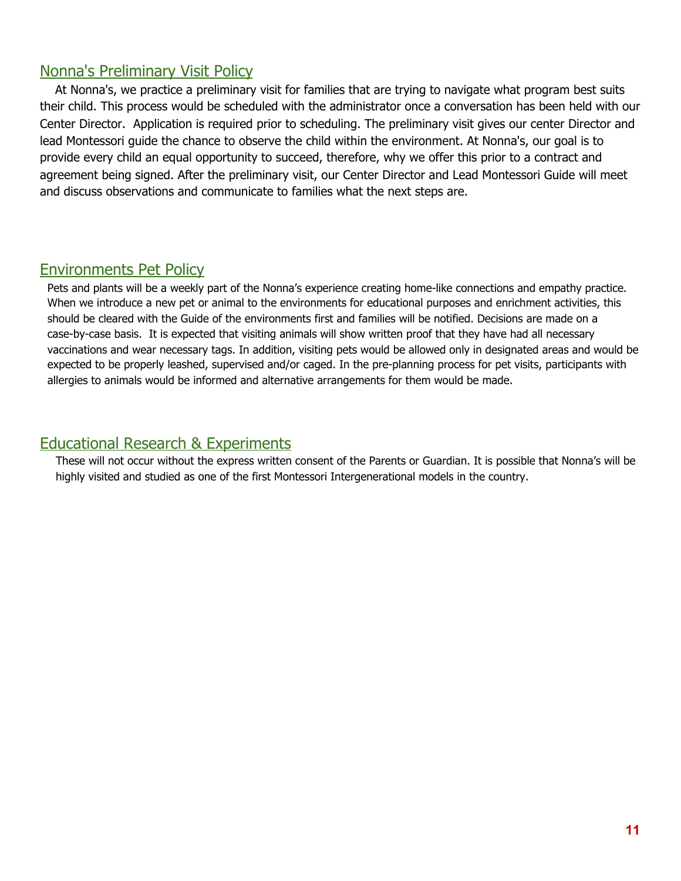## Nonna's Preliminary Visit Policy

At Nonna's, we practice a preliminary visit for families that are trying to navigate what program best suits their child. This process would be scheduled with the administrator once a conversation has been held with our Center Director. Application is required prior to scheduling. The preliminary visit gives our center Director and lead Montessori guide the chance to observe the child within the environment. At Nonna's, our goal is to provide every child an equal opportunity to succeed, therefore, why we offer this prior to a contract and agreement being signed. After the preliminary visit, our Center Director and Lead Montessori Guide will meet and discuss observations and communicate to families what the next steps are.

## Environments Pet Policy

Pets and plants will be a weekly part of the Nonna's experience creating home-like connections and empathy practice. When we introduce a new pet or animal to the environments for educational purposes and enrichment activities, this should be cleared with the Guide of the environments first and families will be notified. Decisions are made on a case-by-case basis. It is expected that visiting animals will show written proof that they have had all necessary vaccinations and wear necessary tags. In addition, visiting pets would be allowed only in designated areas and would be expected to be properly leashed, supervised and/or caged. In the pre-planning process for pet visits, participants with allergies to animals would be informed and alternative arrangements for them would be made.

## Educational Research & Experiments

These will not occur without the express written consent of the Parents or Guardian. It is possible that Nonna's will be highly visited and studied as one of the first Montessori Intergenerational models in the country.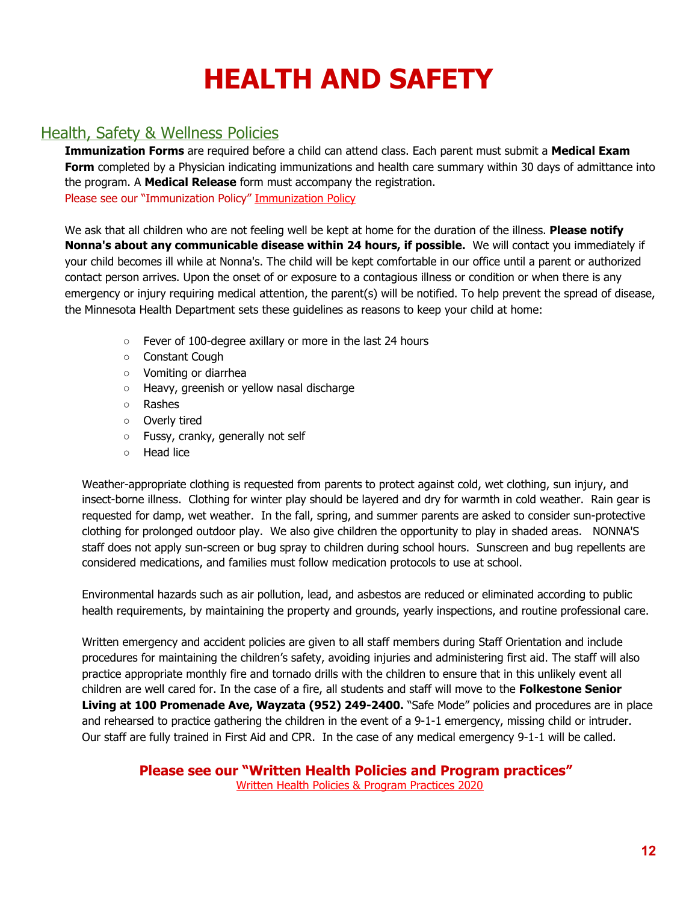# HEALTH AND SAFETY

## Health, Safety & Wellness Policies

**Immunization Forms** are required before a child can attend class. Each parent must submit a **Medical Exam Form** completed by a Physician indicating immunizations and health care summary within 30 days of admittance into the program. A **Medical Release** form must accompany the registration.

Please see our "Immunization Policy" Immunization Policy

We ask that all children who are not feeling well be kept at home for the duration of the illness. **Please notify Nonna's about any communicable disease within 24 hours, if possible.** We will contact you immediately if your child becomes ill while at Nonna's. The child will be kept comfortable in our office until a parent or authorized contact person arrives. Upon the onset of or exposure to a contagious illness or condition or when there is any emergency or injury requiring medical attention, the parent(s) will be notified. To help prevent the spread of disease, the Minnesota Health Department sets these guidelines as reasons to keep your child at home:

- Fever of 100-degree axillary or more in the last 24 hours
- Constant Cough
- Vomiting or diarrhea
- Heavy, greenish or yellow nasal discharge
- Rashes
- Overly tired
- Fussy, cranky, generally not self
- Head lice

Weather-appropriate clothing is requested from parents to protect against cold, wet clothing, sun injury, and insect-borne illness. Clothing for winter play should be layered and dry for warmth in cold weather. Rain gear is requested for damp, wet weather. In the fall, spring, and summer parents are asked to consider sun-protective clothing for prolonged outdoor play. We also give children the opportunity to play in shaded areas. NONNA'S staff does not apply sun-screen or bug spray to children during school hours. Sunscreen and bug repellents are considered medications, and families must follow medication protocols to use at school.

Environmental hazards such as air pollution, lead, and asbestos are reduced or eliminated according to public health requirements, by maintaining the property and grounds, yearly inspections, and routine professional care.

Written emergency and accident policies are given to all staff members during Staff Orientation and include procedures for maintaining the children's safety, avoiding injuries and administering first aid. The staff will also practice appropriate monthly fire and tornado drills with the children to ensure that in this unlikely event all children are well cared for. In the case of a fire, all students and staff will move to the **Folkestone Senior Living at 100 Promenade Ave, Wayzata (952) 249-2400.** "Safe Mode" policies and procedures are in place and rehearsed to practice gathering the children in the event of a 9-1-1 emergency, missing child or intruder. Our staff are fully trained in First Aid and CPR. In the case of any medical emergency 9-1-1 will be called.

**Please see our "Written Health Policies and Program practices"**

Written Health Policies & Program Practices 2020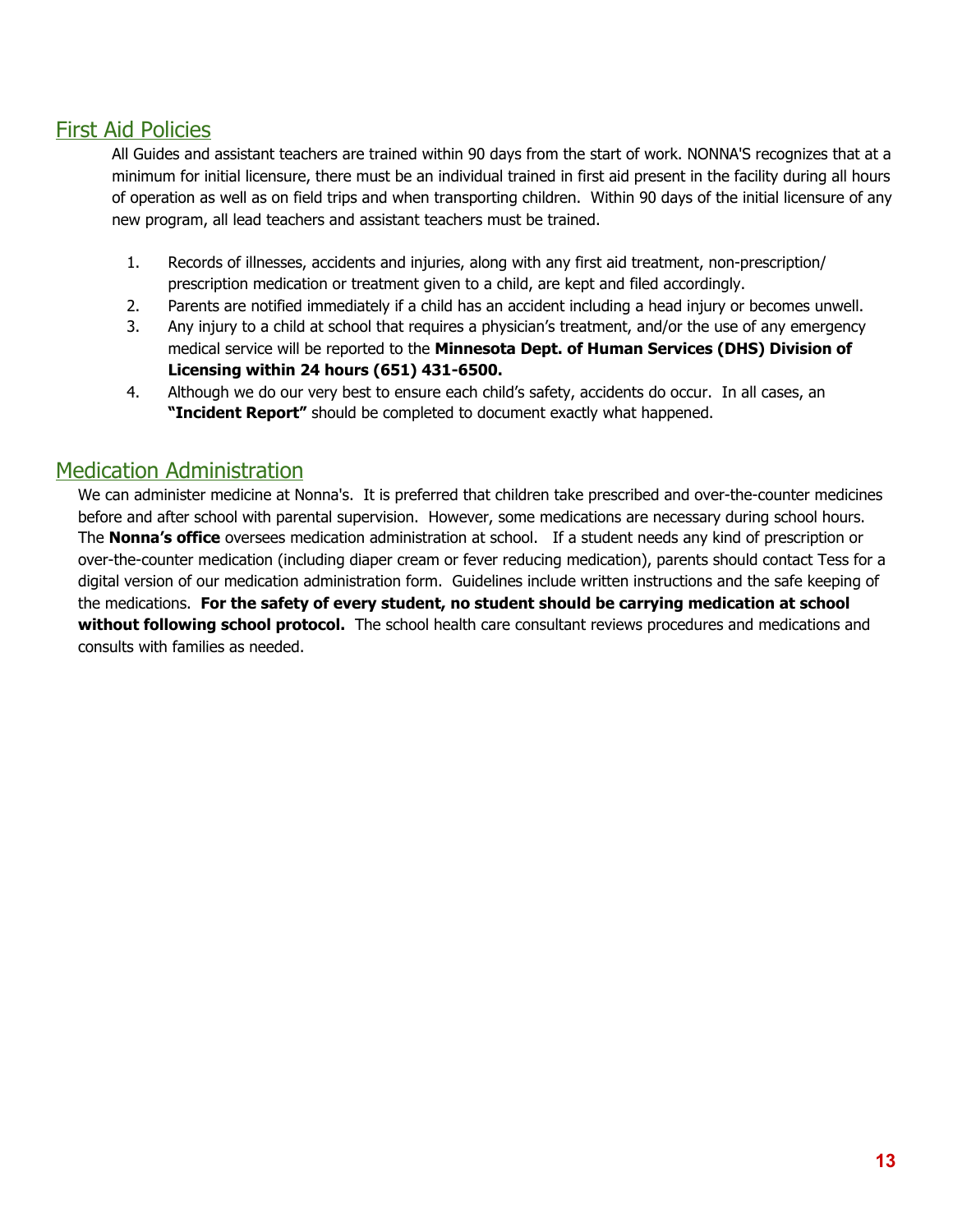## First Aid Policies

All Guides and assistant teachers are trained within 90 days from the start of work. NONNA'S recognizes that at a minimum for initial licensure, there must be an individual trained in first aid present in the facility during all hours of operation as well as on field trips and when transporting children. Within 90 days of the initial licensure of any new program, all lead teachers and assistant teachers must be trained.

1. Records of illnesses, accidents and injuries, along with any first aid treatment, non-prescription/ prescription medication or treatment given to a child, are kept and filed accordingly.
2. Parents are notified immediately if a child has an accident including a head injury or becomes unwell.
3. Any injury to a child at school that requires a physician's treatment, and/or the use of any emergency medical service will be reported to the **Minnesota Dept. of Human Services (DHS) Division of Licensing within 24 hours (651) 431-6500.**
4. Although we do our very best to ensure each child's safety, accidents do occur. In all cases, an **"Incident Report"** should be completed to document exactly what happened.

## Medication Administration

We can administer medicine at Nonna's. It is preferred that children take prescribed and over-the-counter medicines before and after school with parental supervision. However, some medications are necessary during school hours. The **Nonna's office** oversees medication administration at school. If a student needs any kind of prescription or over-the-counter medication (including diaper cream or fever reducing medication), parents should contact Tess for a digital version of our medication administration form. Guidelines include written instructions and the safe keeping of the medications. **For the safety of every student, no student should be carrying medication at school without following school protocol.** The school health care consultant reviews procedures and medications and consults with families as needed.